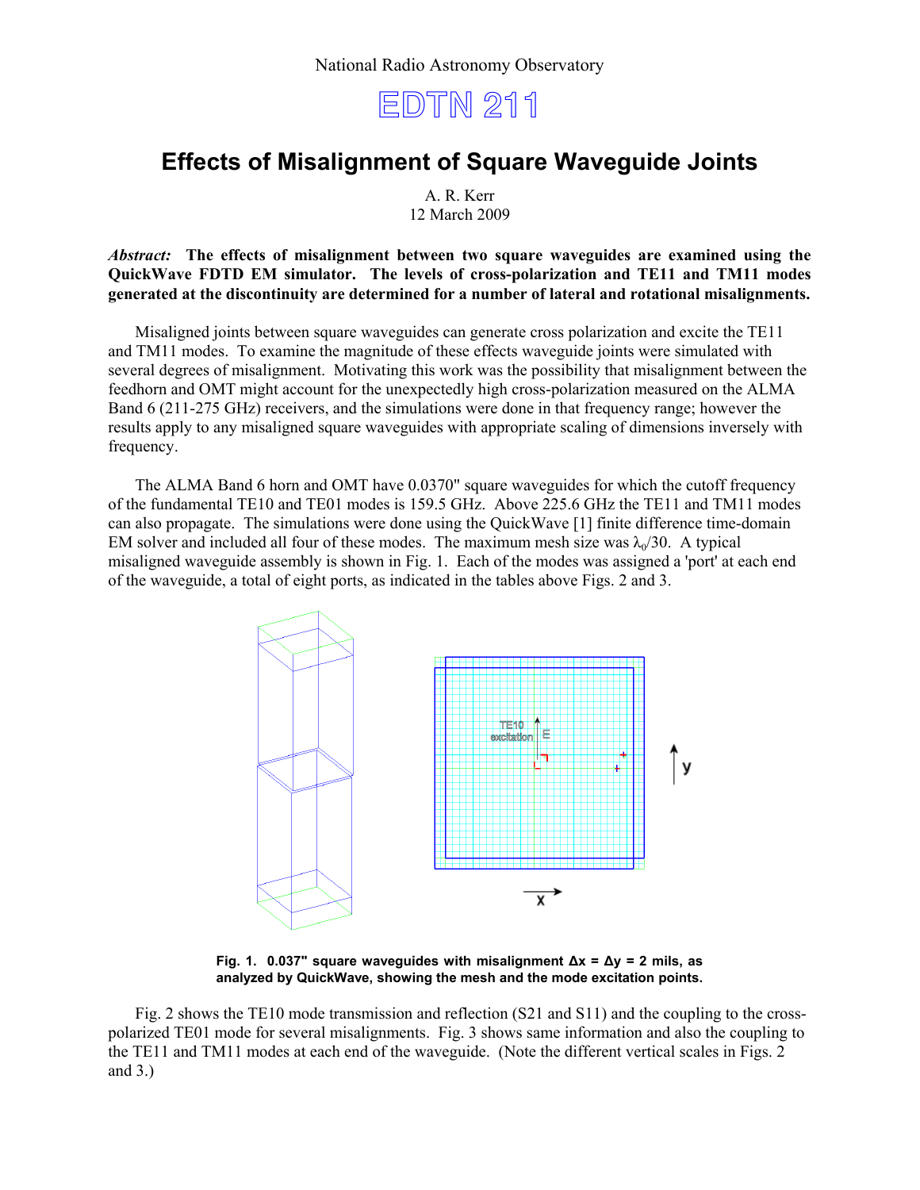National Radio Astronomy Observatory

# EDTN 211

## Effects of Misalignment of Square Waveguide Joints

A. R. Kerr
12 March 2009

***Abstract:*** **The effects of misalignment between two square waveguides are examined using the QuickWave FDTD EM simulator. The levels of cross-polarization and TE11 and TM11 modes generated at the discontinuity are determined for a number of lateral and rotational misalignments.**

Misaligned joints between square waveguides can generate cross polarization and excite the TE11 and TM11 modes. To examine the magnitude of these effects waveguide joints were simulated with several degrees of misalignment. Motivating this work was the possibility that misalignment between the feedhorn and OMT might account for the unexpectedly high cross-polarization measured on the ALMA Band 6 (211-275 GHz) receivers, and the simulations were done in that frequency range; however the results apply to any misaligned square waveguides with appropriate scaling of dimensions inversely with frequency.

The ALMA Band 6 horn and OMT have 0.0370" square waveguides for which the cutoff frequency of the fundamental TE10 and TE01 modes is 159.5 GHz. Above 225.6 GHz the TE11 and TM11 modes can also propagate. The simulations were done using the QuickWave [1] finite difference time-domain EM solver and included all four of these modes. The maximum mesh size was $\lambda_0/30$. A typical misaligned waveguide assembly is shown in Fig. 1. Each of the modes was assigned a 'port' at each end of the waveguide, a total of eight ports, as indicated in the tables above Figs. 2 and 3.

**Fig. 1. 0.037" square waveguides with misalignment Δx = Δy = 2 mils, as analyzed by QuickWave, showing the mesh and the mode excitation points.**

Fig. 2 shows the TE10 mode transmission and reflection (S21 and S11) and the coupling to the cross-polarized TE01 mode for several misalignments. Fig. 3 shows same information and also the coupling to the TE11 and TM11 modes at each end of the waveguide. (Note the different vertical scales in Figs. 2 and 3.)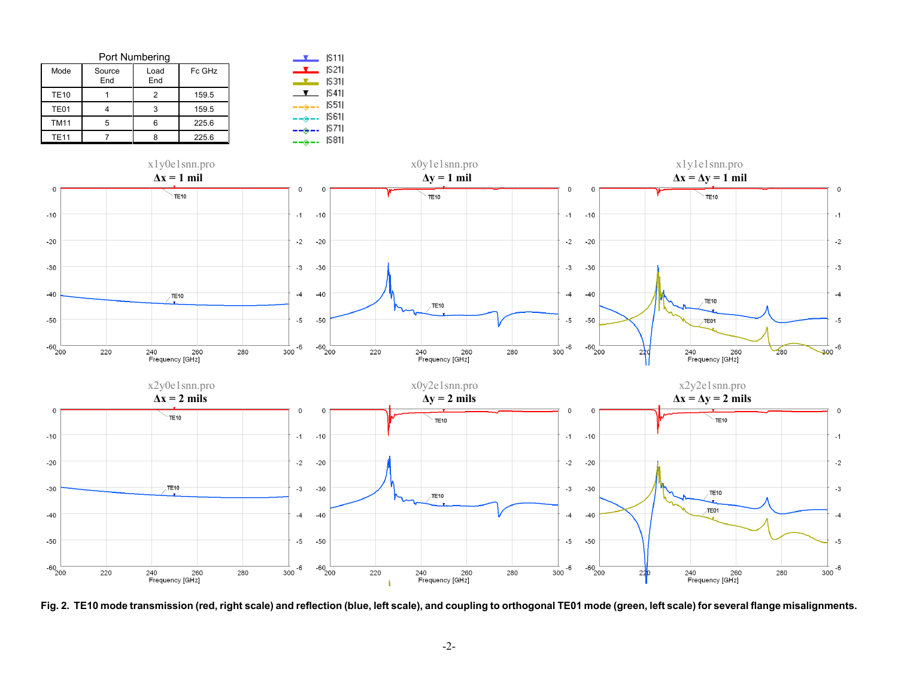Port Numbering

| Mode | Source End | Load End | Fc GHz |
|---|---|---|---|
| TE10 | 1 | 2 | 159.5 |
| TE01 | 4 | 3 | 159.5 |
| TM11 | 5 | 6 | 225.6 |
| TE11 | 7 | 8 | 225.6 |

**Fig. 2. TE10 mode transmission (red, right scale) and reflection (blue, left scale), and coupling to orthogonal TE01 mode (green, left scale) for several flange misalignments.**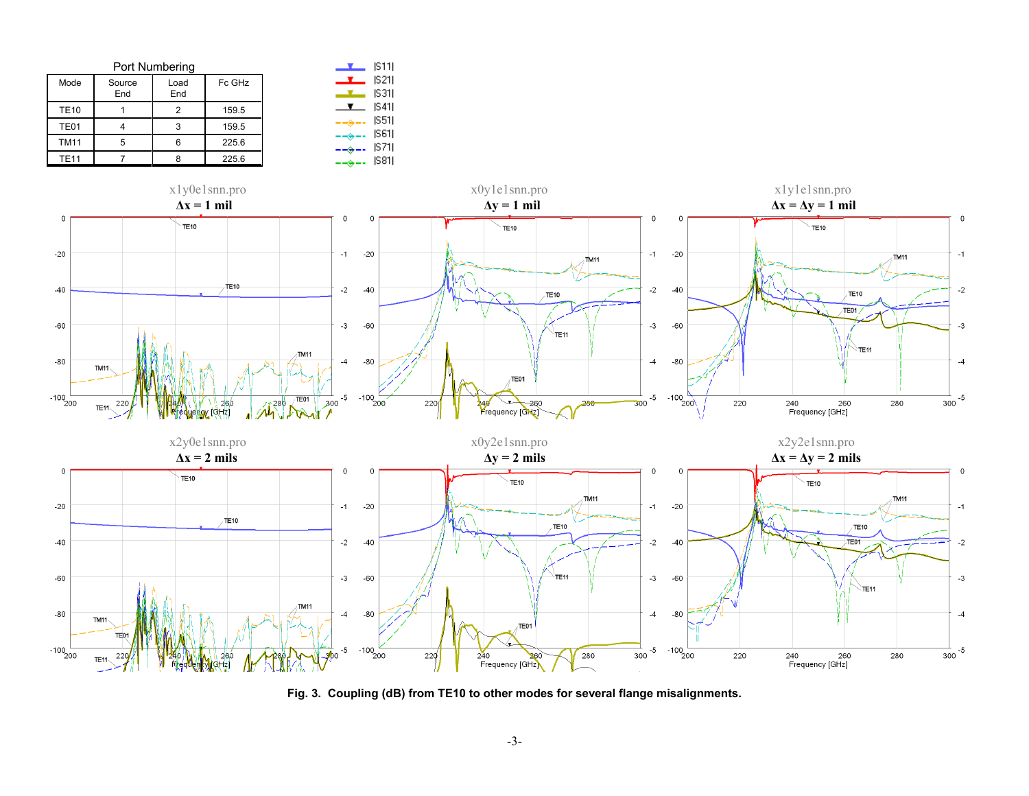Port Numbering

| Mode | Source End | Load End | Fc GHz |
|---|---|---|---|
| TE10 | 1 | 2 | 159.5 |
| TE01 | 4 | 3 | 159.5 |
| TM11 | 5 | 6 | 225.6 |
| TE11 | 7 | 8 | 225.6 |

**Fig. 3. Coupling (dB) from TE10 to other modes for several flange misalignments.**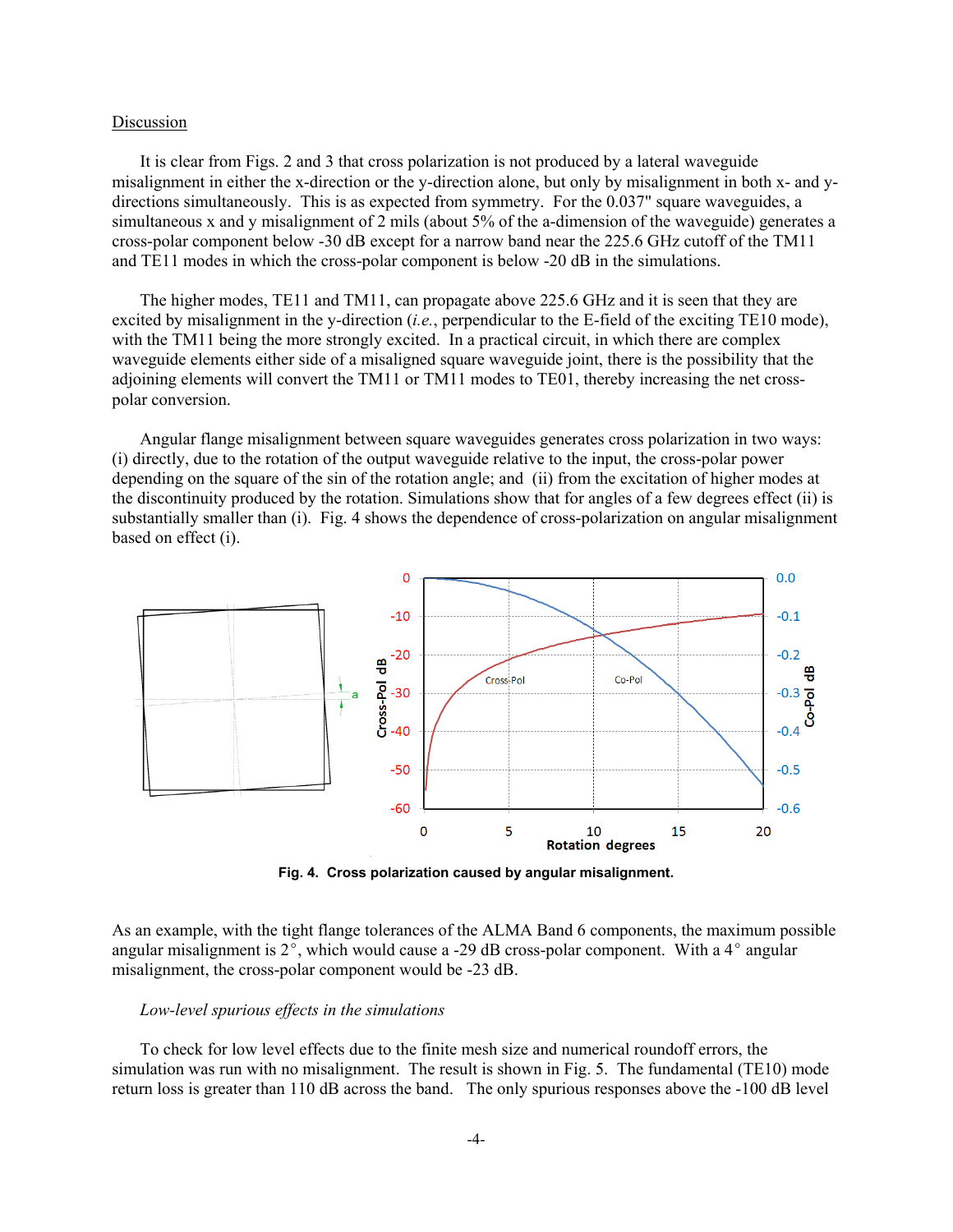## Discussion

It is clear from Figs. 2 and 3 that cross polarization is not produced by a lateral waveguide misalignment in either the x-direction or the y-direction alone, but only by misalignment in both x- and y-directions simultaneously. This is as expected from symmetry. For the 0.037" square waveguides, a simultaneous x and y misalignment of 2 mils (about 5% of the a-dimension of the waveguide) generates a cross-polar component below -30 dB except for a narrow band near the 225.6 GHz cutoff of the TM11 and TE11 modes in which the cross-polar component is below -20 dB in the simulations.

The higher modes, TE11 and TM11, can propagate above 225.6 GHz and it is seen that they are excited by misalignment in the y-direction (*i.e.*, perpendicular to the E-field of the exciting TE10 mode), with the TM11 being the more strongly excited. In a practical circuit, in which there are complex waveguide elements either side of a misaligned square waveguide joint, there is the possibility that the adjoining elements will convert the TM11 or TM11 modes to TE01, thereby increasing the net cross-polar conversion.

Angular flange misalignment between square waveguides generates cross polarization in two ways: (i) directly, due to the rotation of the output waveguide relative to the input, the cross-polar power depending on the square of the sin of the rotation angle; and (ii) from the excitation of higher modes at the discontinuity produced by the rotation. Simulations show that for angles of a few degrees effect (ii) is substantially smaller than (i). Fig. 4 shows the dependence of cross-polarization on angular misalignment based on effect (i).

**Fig. 4. Cross polarization caused by angular misalignment.**

As an example, with the tight flange tolerances of the ALMA Band 6 components, the maximum possible angular misalignment is 2°, which would cause a -29 dB cross-polar component. With a 4° angular misalignment, the cross-polar component would be -23 dB.

*Low-level spurious effects in the simulations*

To check for low level effects due to the finite mesh size and numerical roundoff errors, the simulation was run with no misalignment. The result is shown in Fig. 5. The fundamental (TE10) mode return loss is greater than 110 dB across the band. The only spurious responses above the -100 dB level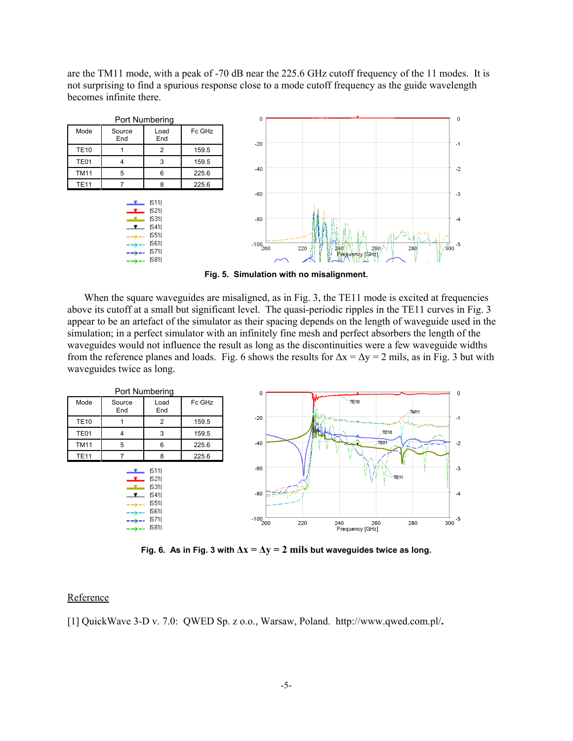are the TM11 mode, with a peak of -70 dB near the 225.6 GHz cutoff frequency of the 11 modes. It is not surprising to find a spurious response close to a mode cutoff frequency as the guide wavelength becomes infinite there.

Port Numbering

| Mode | Source End | Load End | Fc GHz |
|---|---|---|---|
| TE10 | 1 | 2 | 159.5 |
| TE01 | 4 | 3 | 159.5 |
| TM11 | 5 | 6 | 225.6 |
| TE11 | 7 | 8 | 225.6 |

|S11|
|S21|
|S31|
|S41|
|S51|
|S61|
|S71|
|S81|

0
-20
-40
-60
-80
-100
0
-1
-2
-3
-4
-5
200
220
240
260
280
300
Frequency [GHz]

**Fig. 5. Simulation with no misalignment.**

When the square waveguides are misaligned, as in Fig. 3, the TE11 mode is excited at frequencies above its cutoff at a small but significant level. The quasi-periodic ripples in the TE11 curves in Fig. 3 appear to be an artefact of the simulator as their spacing depends on the length of waveguide used in the simulation; in a perfect simulator with an infinitely fine mesh and perfect absorbers the length of the waveguides would not influence the result as long as the discontinuities were a few waveguide widths from the reference planes and loads. Fig. 6 shows the results for $\Delta x = \Delta y = 2$ mils, as in Fig. 3 but with waveguides twice as long.

Port Numbering

| Mode | Source End | Load End | Fc GHz |
|---|---|---|---|
| TE10 | 1 | 2 | 159.5 |
| TE01 | 4 | 3 | 159.5 |
| TM11 | 5 | 6 | 225.6 |
| TE11 | 7 | 8 | 225.6 |

|S11|
|S21|
|S31|
|S41|
|S51|
|S61|
|S71|
|S81|

0
-20
-40
-60
-80
-100
0
-1
-2
-3
-4
-5
TE10
TM11
TE10
TE01
TE11
200
220
240
260
280
300
Frequency [GHz]

**Fig. 6. As in Fig. 3 with $\Delta x = \Delta y = 2$ mils but waveguides twice as long.**

## Reference

[1] QuickWave 3-D v. 7.0: QWED Sp. z o.o., Warsaw, Poland. http://www.qwed.com.pl/.